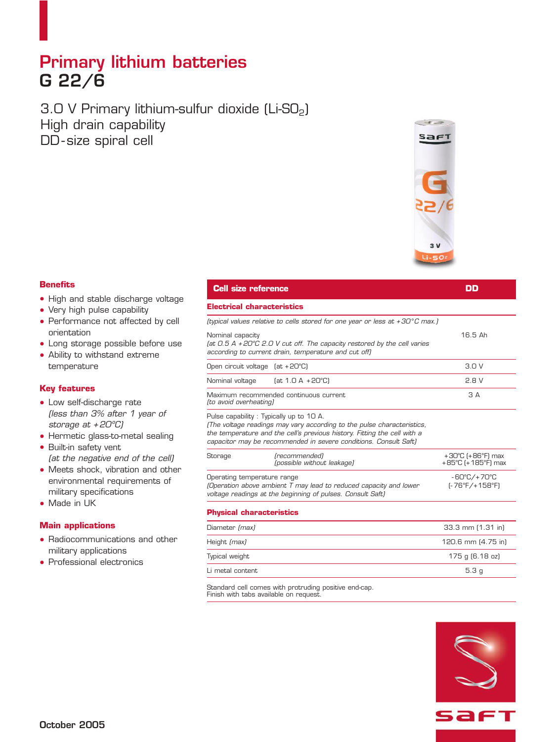# Primary lithium batteries
# G 22/6

3.0 V Primary lithium-sulfur dioxide (Li-$SO_2$)
High drain capability
DD-size spiral cell

## Benefits

- High and stable discharge voltage
- Very high pulse capability
- Performance not affected by cell orientation
- Long storage possible before use
- Ability to withstand extreme temperature

## Key features

- Low self-discharge rate *(less than 3% after 1 year of storage at +20°C)*
- Hermetic glass-to-metal sealing
- Built-in safety vent *(at the negative end of the cell)*
- Meets shock, vibration and other environmental requirements of military specifications
- Made in UK

## Main applications

- Radiocommunications and other military applications
- Professional electronics

| **Cell size reference** | | **DD** |
|---|---|---|
| **Electrical characteristics** | | |
| *(typical values relative to cells stored for one year or less at +30°C max.)* | | |
| Nominal capacity *(at 0.5 A +20°C 2.0 V cut off. The capacity restored by the cell varies according to current drain, temperature and cut off)* | | 16.5 Ah |
| Open circuit voltage | (at +20°C) | 3.0 V |
| Nominal voltage | (at 1.0 A +20°C) | 2.8 V |
| Maximum recommended continuous current *(to avoid overheating)* | | 3 A |
| Pulse capability : Typically up to 10 A. *(The voltage readings may vary according to the pulse characteristics, the temperature and the cell's previous history. Fitting the cell with a capacitor may be recommended in severe conditions. Consult Saft)* | | |
| Storage | *(recommended)* *(possible without leakage)* | +30°C (+86°F) max +85°C (+185°F) max |
| Operating temperature range *(Operation above ambient T may lead to reduced capacity and lower voltage readings at the beginning of pulses. Consult Saft)* | | -60°C/+70°C (-76°F/+158°F) |
| **Physical characteristics** | | |
| Diameter *(max)* | | 33.3 mm (1.31 in) |
| Height *(max)* | | 120.6 mm (4.75 in) |
| Typical weight | | 175 g (6.18 oz) |
| Li metal content | | 5.3 g |

Standard cell comes with protruding positive end-cap.
Finish with tabs available on request.

October 2005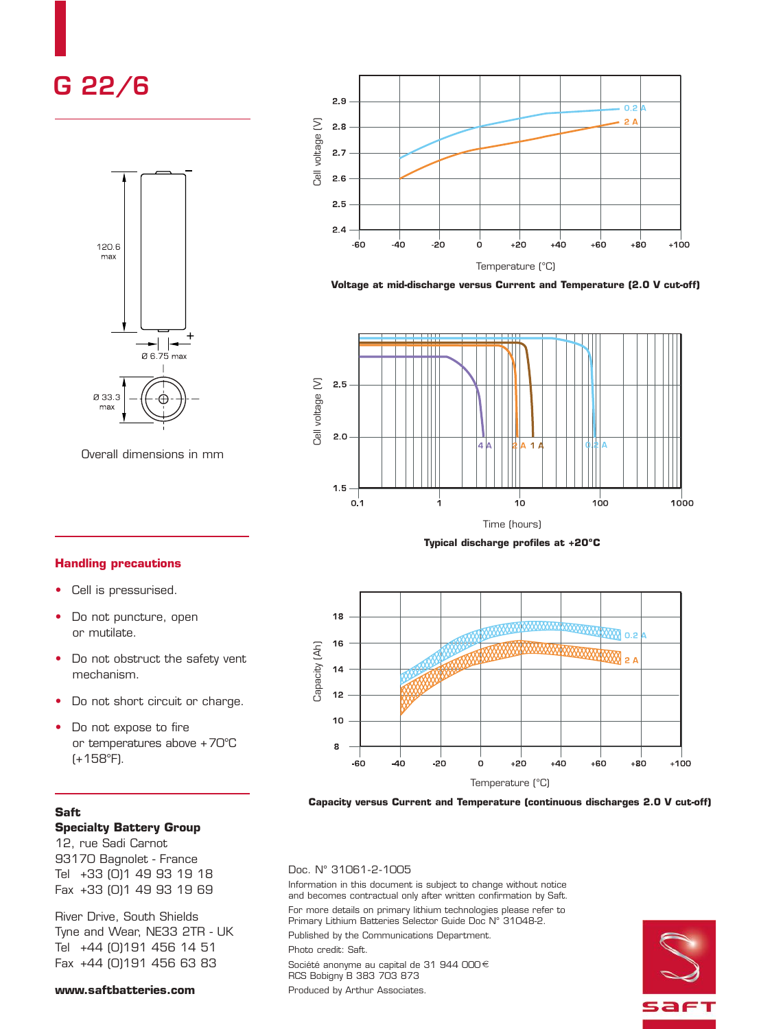# G 22/6

120.6 max

Ø 6.75 max

Ø 33.3 max

Overall dimensions in mm

2.9
2.8
2.7
2.6
2.5
2.4
Cell voltage (V)
-60 -40 -20 0 +20 +40 +60 +80 +100
Temperature (°C)
0.2 A
2 A

**Voltage at mid-discharge versus Current and Temperature (2.0 V cut-off)**

2.5
2.0
1.5
Cell voltage (V)
0.1 1 10 100 1000
Time (hours)
4 A
2 A
1 A
0.2 A

**Typical discharge profiles at +20°C**

18
16
14
12
10
8
Capacity (Ah)
-60 -40 -20 0 +20 +40 +60 +80 +100
Temperature (°C)
0.2 A
2 A

**Capacity versus Current and Temperature (continuous discharges 2.0 V cut-off)**

## Handling precautions

- Cell is pressurised.
- Do not puncture, open or mutilate.
- Do not obstruct the safety vent mechanism.
- Do not short circuit or charge.
- Do not expose to fire or temperatures above +70°C (+158°F).

**Saft**
**Specialty Battery Group**
12, rue Sadi Carnot
93170 Bagnolet - France
Tel +33 (0)1 49 93 19 18
Fax +33 (0)1 49 93 19 69

River Drive, South Shields
Tyne and Wear, NE33 2TR - UK
Tel +44 (0)191 456 14 51
Fax +44 (0)191 456 63 83

**www.saftbatteries.com**

Doc. N° 31061-2-1005

Information in this document is subject to change without notice and becomes contractual only after written confirmation by Saft.

For more details on primary lithium technologies please refer to Primary Lithium Batteries Selector Guide Doc N° 31048-2.

Published by the Communications Department.

Photo credit: Saft.

Société anonyme au capital de 31 944 000 €
RCS Bobigny B 383 703 873

Produced by Arthur Associates.

saft